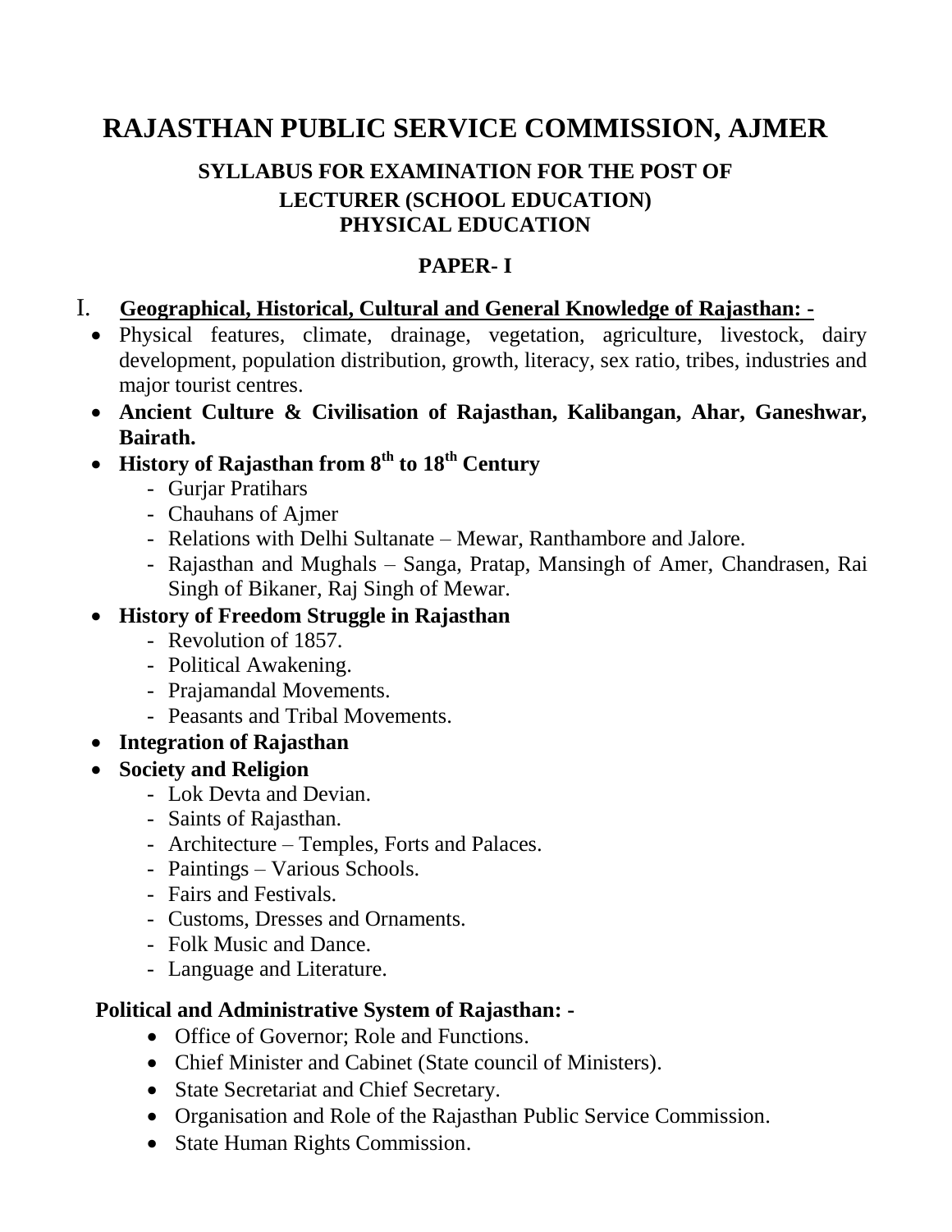# RAJASTHAN PUBLIC SERVICE COMMISSION, AJMER

## SYLLABUS FOR EXAMINATION FOR THE POST OF LECTURER (SCHOOL EDUCATION) PHYSICAL EDUCATION

## PAPER- I

### I. Geographical, Historical, Cultural and General Knowledge of Rajasthan: -

- Physical features, climate, drainage, vegetation, agriculture, livestock, dairy development, population distribution, growth, literacy, sex ratio, tribes, industries and major tourist centres.
- **Ancient Culture & Civilisation of Rajasthan, Kalibangan, Ahar, Ganeshwar, Bairath.**
- **History of Rajasthan from 8th to 18th Century**
  - Gurjar Pratihars
  - Chauhans of Ajmer
  - Relations with Delhi Sultanate – Mewar, Ranthambore and Jalore.
  - Rajasthan and Mughals – Sanga, Pratap, Mansingh of Amer, Chandrasen, Rai Singh of Bikaner, Raj Singh of Mewar.
- **History of Freedom Struggle in Rajasthan**
  - Revolution of 1857.
  - Political Awakening.
  - Prajamandal Movements.
  - Peasants and Tribal Movements.
- **Integration of Rajasthan**
- **Society and Religion**
  - Lok Devta and Devian.
  - Saints of Rajasthan.
  - Architecture – Temples, Forts and Palaces.
  - Paintings – Various Schools.
  - Fairs and Festivals.
  - Customs, Dresses and Ornaments.
  - Folk Music and Dance.
  - Language and Literature.

**Political and Administrative System of Rajasthan: -**

- Office of Governor; Role and Functions.
- Chief Minister and Cabinet (State council of Ministers).
- State Secretariat and Chief Secretary.
- Organisation and Role of the Rajasthan Public Service Commission.
- State Human Rights Commission.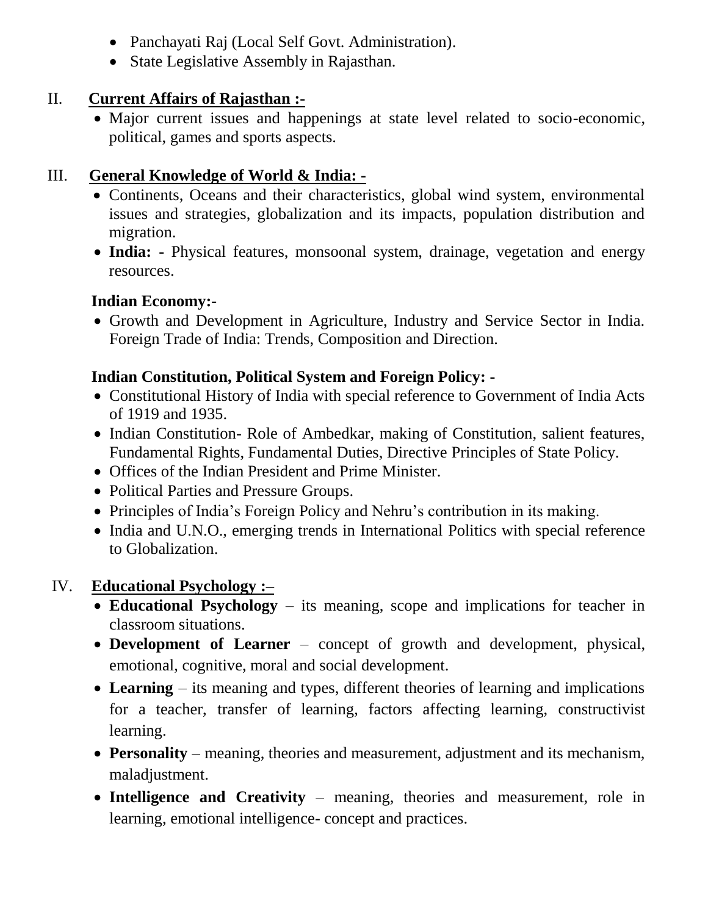- Panchayati Raj (Local Self Govt. Administration).
- State Legislative Assembly in Rajasthan.

## II. Current Affairs of Rajasthan :-

- Major current issues and happenings at state level related to socio-economic, political, games and sports aspects.

## III. General Knowledge of World & India: -

- Continents, Oceans and their characteristics, global wind system, environmental issues and strategies, globalization and its impacts, population distribution and migration.
- **India: -** Physical features, monsoonal system, drainage, vegetation and energy resources.

### Indian Economy:-

- Growth and Development in Agriculture, Industry and Service Sector in India. Foreign Trade of India: Trends, Composition and Direction.

### Indian Constitution, Political System and Foreign Policy: -

- Constitutional History of India with special reference to Government of India Acts of 1919 and 1935.
- Indian Constitution- Role of Ambedkar, making of Constitution, salient features, Fundamental Rights, Fundamental Duties, Directive Principles of State Policy.
- Offices of the Indian President and Prime Minister.
- Political Parties and Pressure Groups.
- Principles of India's Foreign Policy and Nehru's contribution in its making.
- India and U.N.O., emerging trends in International Politics with special reference to Globalization.

## IV. Educational Psychology :–

- **Educational Psychology** – its meaning, scope and implications for teacher in classroom situations.
- **Development of Learner** – concept of growth and development, physical, emotional, cognitive, moral and social development.
- **Learning** – its meaning and types, different theories of learning and implications for a teacher, transfer of learning, factors affecting learning, constructivist learning.
- **Personality** – meaning, theories and measurement, adjustment and its mechanism, maladjustment.
- **Intelligence and Creativity** – meaning, theories and measurement, role in learning, emotional intelligence- concept and practices.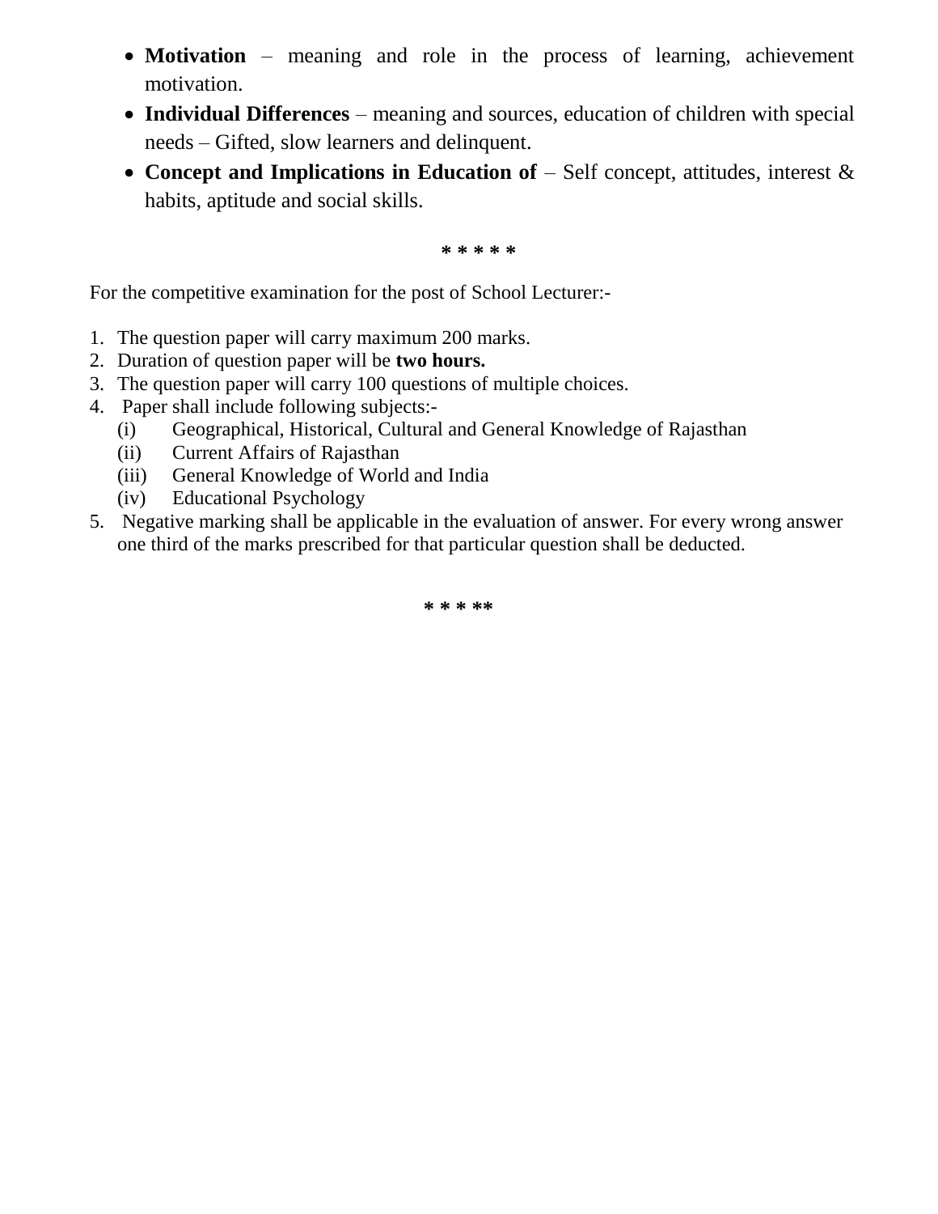- **Motivation** – meaning and role in the process of learning, achievement motivation.
- **Individual Differences** – meaning and sources, education of children with special needs – Gifted, slow learners and delinquent.
- **Concept and Implications in Education of** – Self concept, attitudes, interest & habits, aptitude and social skills.

**\* \* \* \* \***

For the competitive examination for the post of School Lecturer:-

1. The question paper will carry maximum 200 marks.
2. Duration of question paper will be **two hours.**
3. The question paper will carry 100 questions of multiple choices.
4. Paper shall include following subjects:-
   (i) Geographical, Historical, Cultural and General Knowledge of Rajasthan
   (ii) Current Affairs of Rajasthan
   (iii) General Knowledge of World and India
   (iv) Educational Psychology
5. Negative marking shall be applicable in the evaluation of answer. For every wrong answer one third of the marks prescribed for that particular question shall be deducted.

**\* \* \* \*\***